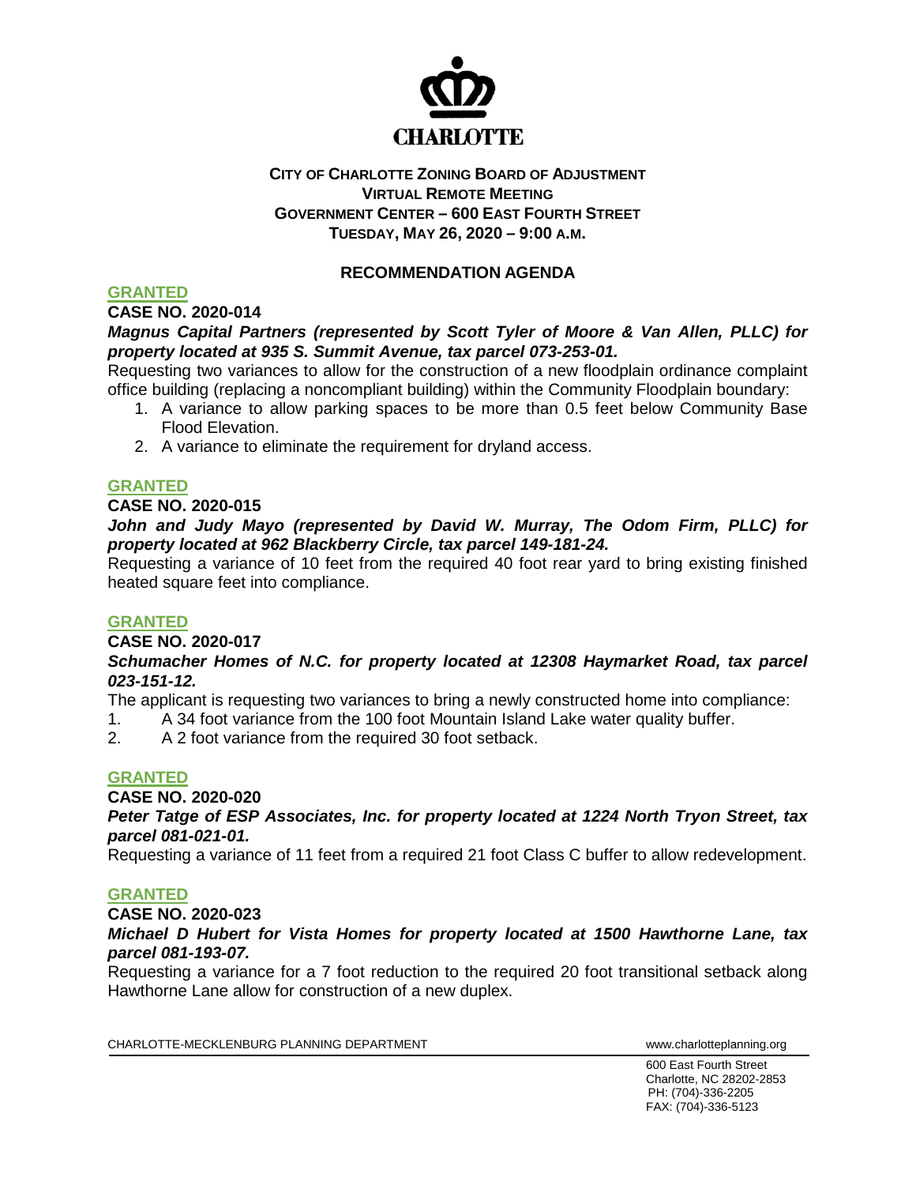**CHARLOTTE**

**CITY OF CHARLOTTE ZONING BOARD OF ADJUSTMENT**
**VIRTUAL REMOTE MEETING**
**GOVERNMENT CENTER – 600 EAST FOURTH STREET**
**TUESDAY, MAY 26, 2020 – 9:00 A.M.**

## RECOMMENDATION AGENDA

**GRANTED**

**CASE NO. 2020-014**

***Magnus Capital Partners (represented by Scott Tyler of Moore & Van Allen, PLLC) for property located at 935 S. Summit Avenue, tax parcel 073-253-01.***

Requesting two variances to allow for the construction of a new floodplain ordinance complaint office building (replacing a noncompliant building) within the Community Floodplain boundary:

1. A variance to allow parking spaces to be more than 0.5 feet below Community Base Flood Elevation.
2. A variance to eliminate the requirement for dryland access.

**GRANTED**

**CASE NO. 2020-015**

***John and Judy Mayo (represented by David W. Murray, The Odom Firm, PLLC) for property located at 962 Blackberry Circle, tax parcel 149-181-24.***

Requesting a variance of 10 feet from the required 40 foot rear yard to bring existing finished heated square feet into compliance.

**GRANTED**

**CASE NO. 2020-017**

***Schumacher Homes of N.C. for property located at 12308 Haymarket Road, tax parcel 023-151-12.***

The applicant is requesting two variances to bring a newly constructed home into compliance:

1. A 34 foot variance from the 100 foot Mountain Island Lake water quality buffer.
2. A 2 foot variance from the required 30 foot setback.

**GRANTED**

**CASE NO. 2020-020**

***Peter Tatge of ESP Associates, Inc. for property located at 1224 North Tryon Street, tax parcel 081-021-01.***

Requesting a variance of 11 feet from a required 21 foot Class C buffer to allow redevelopment.

**GRANTED**

**CASE NO. 2020-023**

***Michael D Hubert for Vista Homes for property located at 1500 Hawthorne Lane, tax parcel 081-193-07.***

Requesting a variance for a 7 foot reduction to the required 20 foot transitional setback along Hawthorne Lane allow for construction of a new duplex.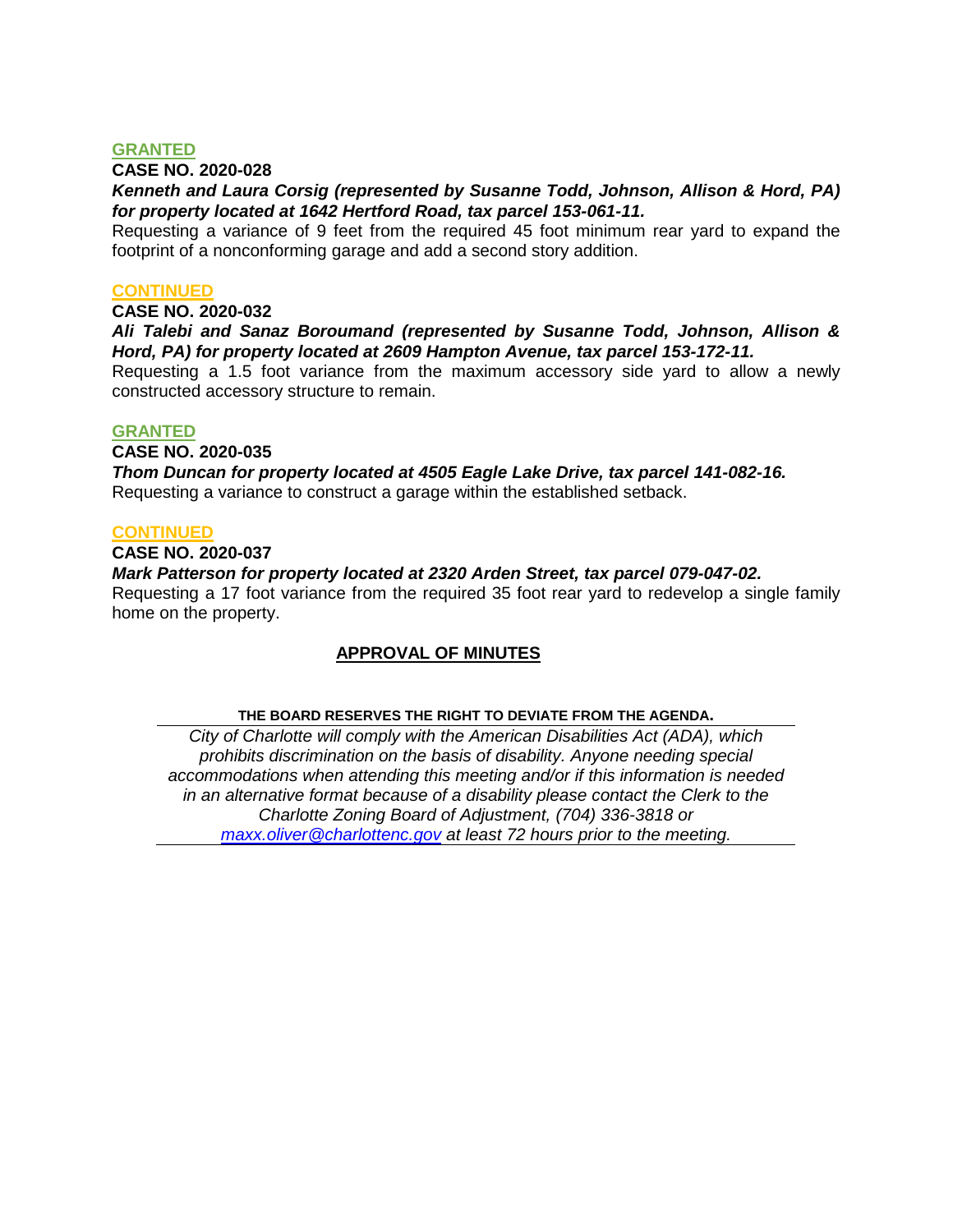**GRANTED**

**CASE NO. 2020-028**

***Kenneth and Laura Corsig (represented by Susanne Todd, Johnson, Allison & Hord, PA) for property located at 1642 Hertford Road, tax parcel 153-061-11.***

Requesting a variance of 9 feet from the required 45 foot minimum rear yard to expand the footprint of a nonconforming garage and add a second story addition.

**CONTINUED**

**CASE NO. 2020-032**

***Ali Talebi and Sanaz Boroumand (represented by Susanne Todd, Johnson, Allison & Hord, PA) for property located at 2609 Hampton Avenue, tax parcel 153-172-11.***

Requesting a 1.5 foot variance from the maximum accessory side yard to allow a newly constructed accessory structure to remain.

**GRANTED**

**CASE NO. 2020-035**

***Thom Duncan for property located at 4505 Eagle Lake Drive, tax parcel 141-082-16.***

Requesting a variance to construct a garage within the established setback.

**CONTINUED**

**CASE NO. 2020-037**

***Mark Patterson for property located at 2320 Arden Street, tax parcel 079-047-02.***

Requesting a 17 foot variance from the required 35 foot rear yard to redevelop a single family home on the property.

## APPROVAL OF MINUTES

**THE BOARD RESERVES THE RIGHT TO DEVIATE FROM THE AGENDA.**

*City of Charlotte will comply with the American Disabilities Act (ADA), which prohibits discrimination on the basis of disability. Anyone needing special accommodations when attending this meeting and/or if this information is needed in an alternative format because of a disability please contact the Clerk to the Charlotte Zoning Board of Adjustment, (704) 336-3818 or maxx.oliver@charlottenc.gov at least 72 hours prior to the meeting.*